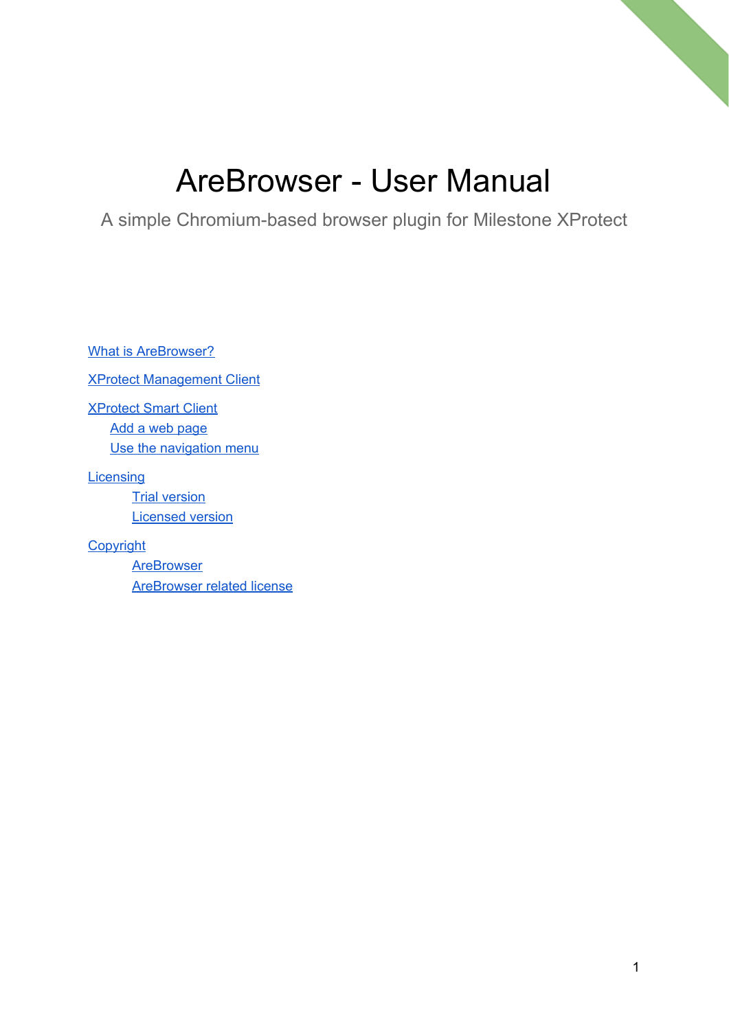# AreBrowser - User Manual

A simple Chromium-based browser plugin for Milestone XProtect

- What is AreBrowser?
- XProtect Management Client
- XProtect Smart Client
  - Add a web page
  - Use the navigation menu
- Licensing
  - Trial version
  - Licensed version
- Copyright
  - AreBrowser
  - AreBrowser related license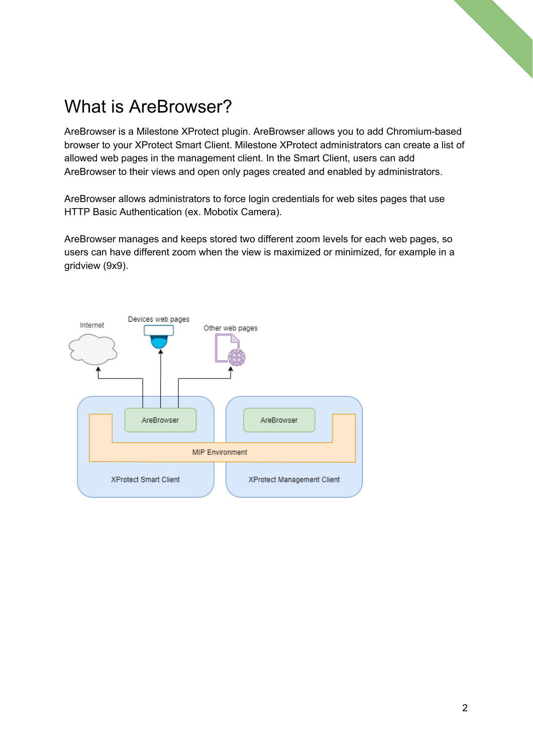# What is AreBrowser?

AreBrowser is a Milestone XProtect plugin. AreBrowser allows you to add Chromium-based browser to your XProtect Smart Client. Milestone XProtect administrators can create a list of allowed web pages in the management client. In the Smart Client, users can add AreBrowser to their views and open only pages created and enabled by administrators.

AreBrowser allows administrators to force login credentials for web sites pages that use HTTP Basic Authentication (ex. Mobotix Camera).

AreBrowser manages and keeps stored two different zoom levels for each web pages, so users can have different zoom when the view is maximized or minimized, for example in a gridview (9x9).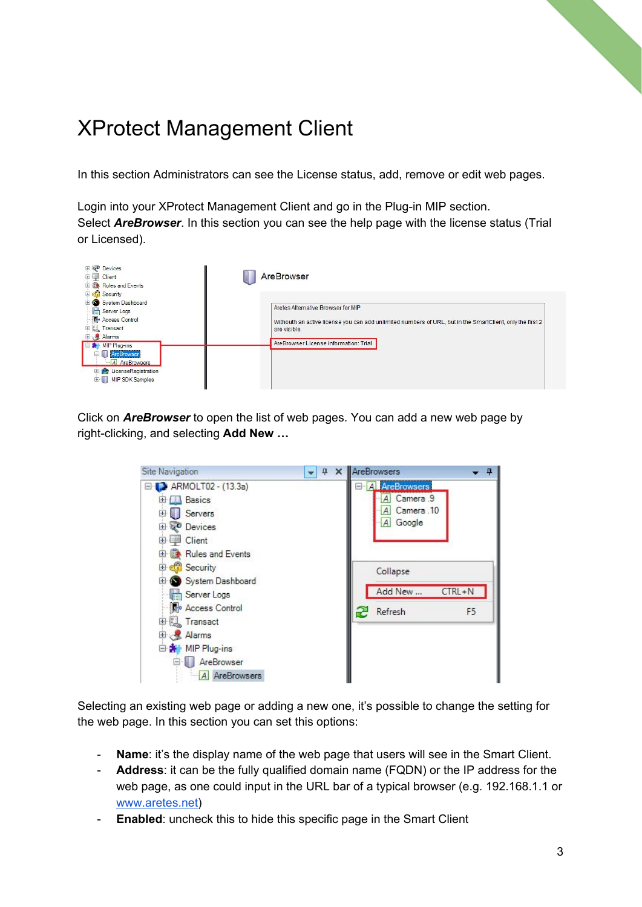# XProtect Management Client

In this section Administrators can see the License status, add, remove or edit web pages.

Login into your XProtect Management Client and go in the Plug-in MIP section.
Select ***AreBrowser***. In this section you can see the help page with the license status (Trial or Licensed).

Click on ***AreBrowser*** to open the list of web pages. You can add a new web page by right-clicking, and selecting **Add New …**

Selecting an existing web page or adding a new one, it's possible to change the setting for the web page. In this section you can set this options:

- **Name**: it's the display name of the web page that users will see in the Smart Client.
- **Address**: it can be the fully qualified domain name (FQDN) or the IP address for the web page, as one could input in the URL bar of a typical browser (e.g. 192.168.1.1 or www.aretes.net)
- **Enabled**: uncheck this to hide this specific page in the Smart Client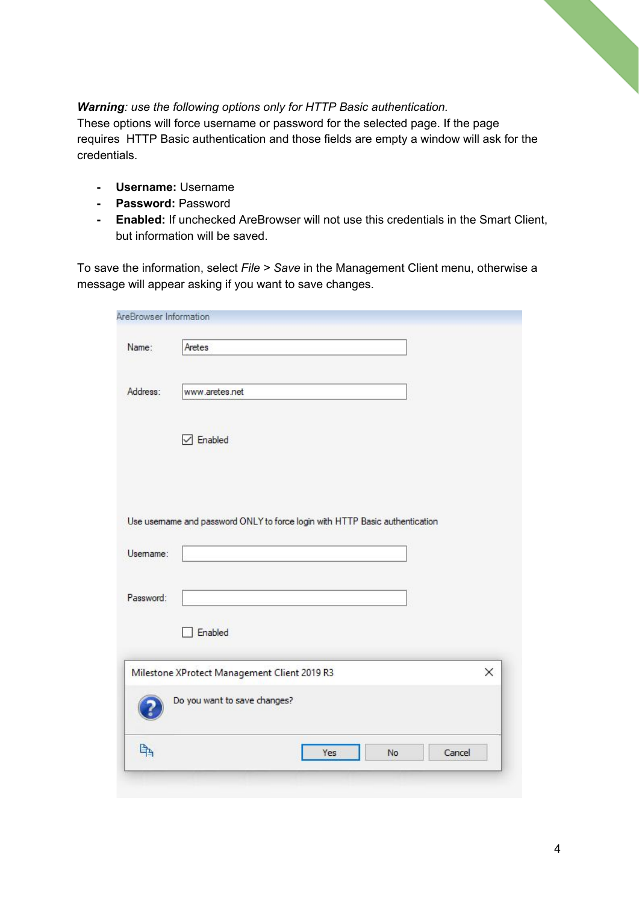***Warning**: use the following options only for HTTP Basic authentication.*
These options will force username or password for the selected page. If the page requires HTTP Basic authentication and those fields are empty a window will ask for the credentials.

- **Username:** Username
- **Password:** Password
- **Enabled:** If unchecked AreBrowser will not use this credentials in the Smart Client, but information will be saved.

To save the information, select *File* > *Save* in the Management Client menu, otherwise a message will appear asking if you want to save changes.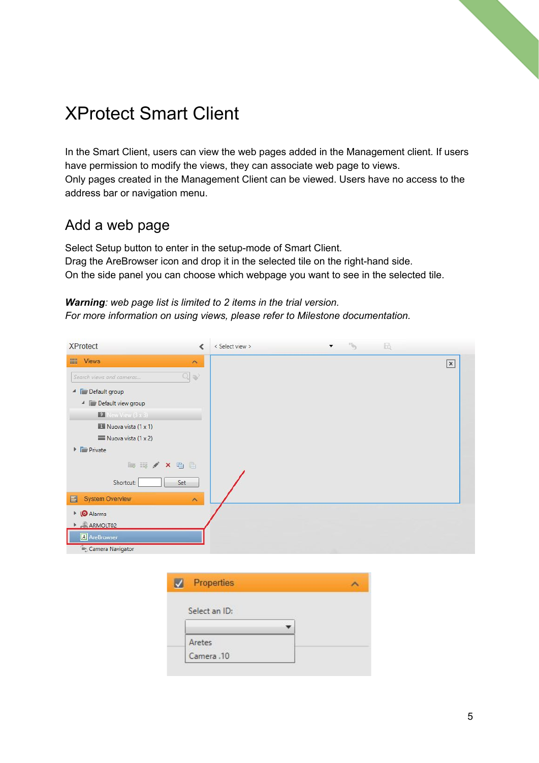# XProtect Smart Client

In the Smart Client, users can view the web pages added in the Management client. If users have permission to modify the views, they can associate web page to views.
Only pages created in the Management Client can be viewed. Users have no access to the address bar or navigation menu.

## Add a web page

Select Setup button to enter in the setup-mode of Smart Client.
Drag the AreBrowser icon and drop it in the selected tile on the right-hand side.
On the side panel you can choose which webpage you want to see in the selected tile.

***Warning**: web page list is limited to 2 items in the trial version.*
*For more information on using views, please refer to Milestone documentation.*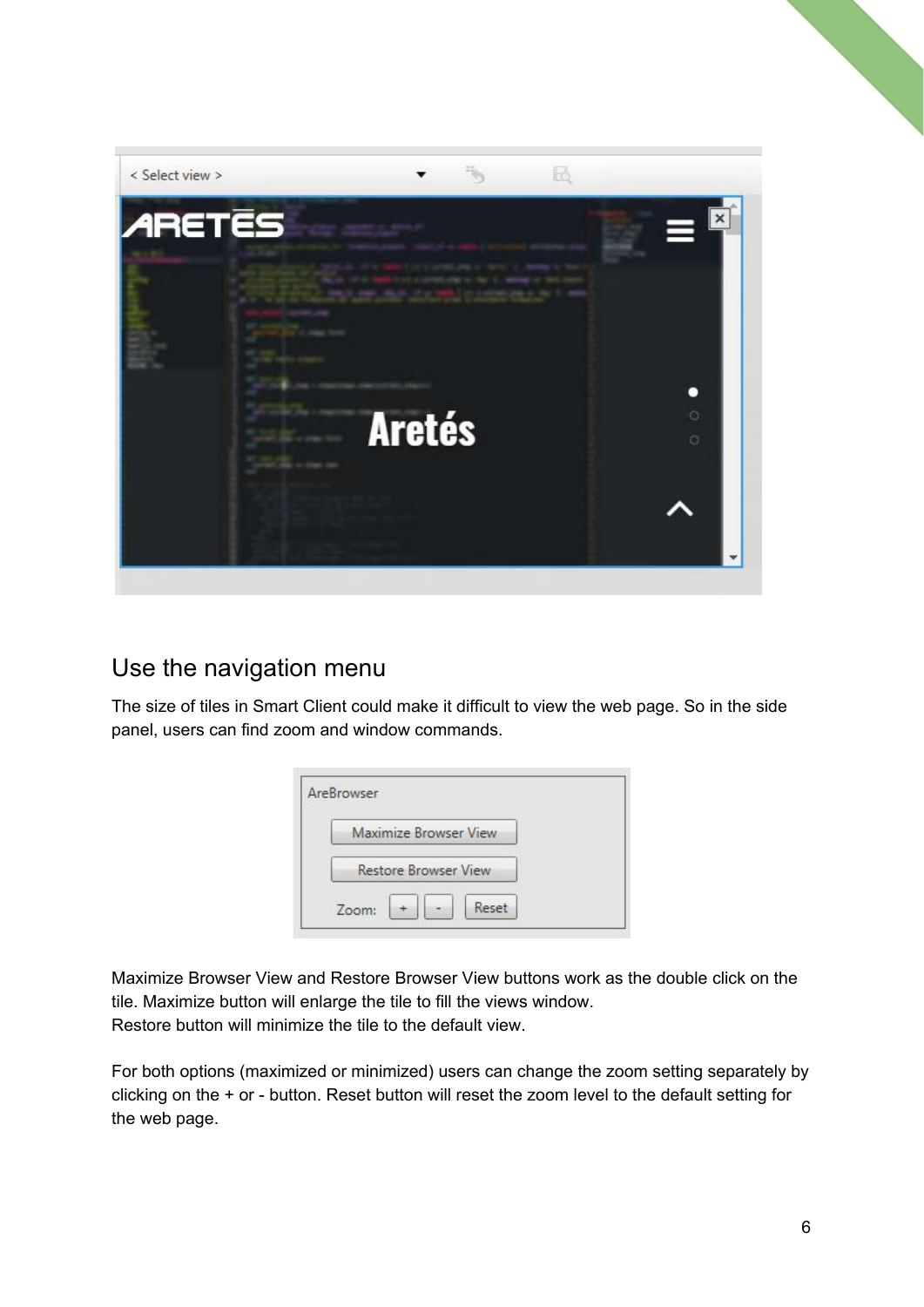## Use the navigation menu

The size of tiles in Smart Client could make it difficult to view the web page. So in the side panel, users can find zoom and window commands.

Maximize Browser View and Restore Browser View buttons work as the double click on the tile. Maximize button will enlarge the tile to fill the views window.
Restore button will minimize the tile to the default view.

For both options (maximized or minimized) users can change the zoom setting separately by clicking on the + or - button. Reset button will reset the zoom level to the default setting for the web page.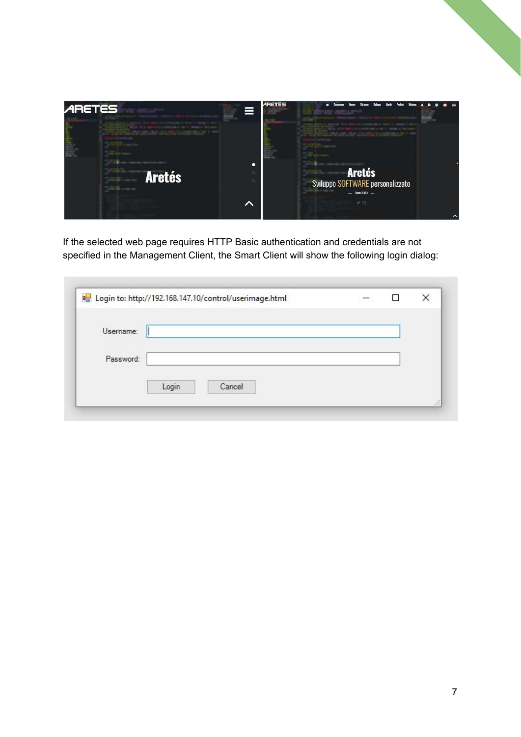If the selected web page requires HTTP Basic authentication and credentials are not specified in the Management Client, the Smart Client will show the following login dialog: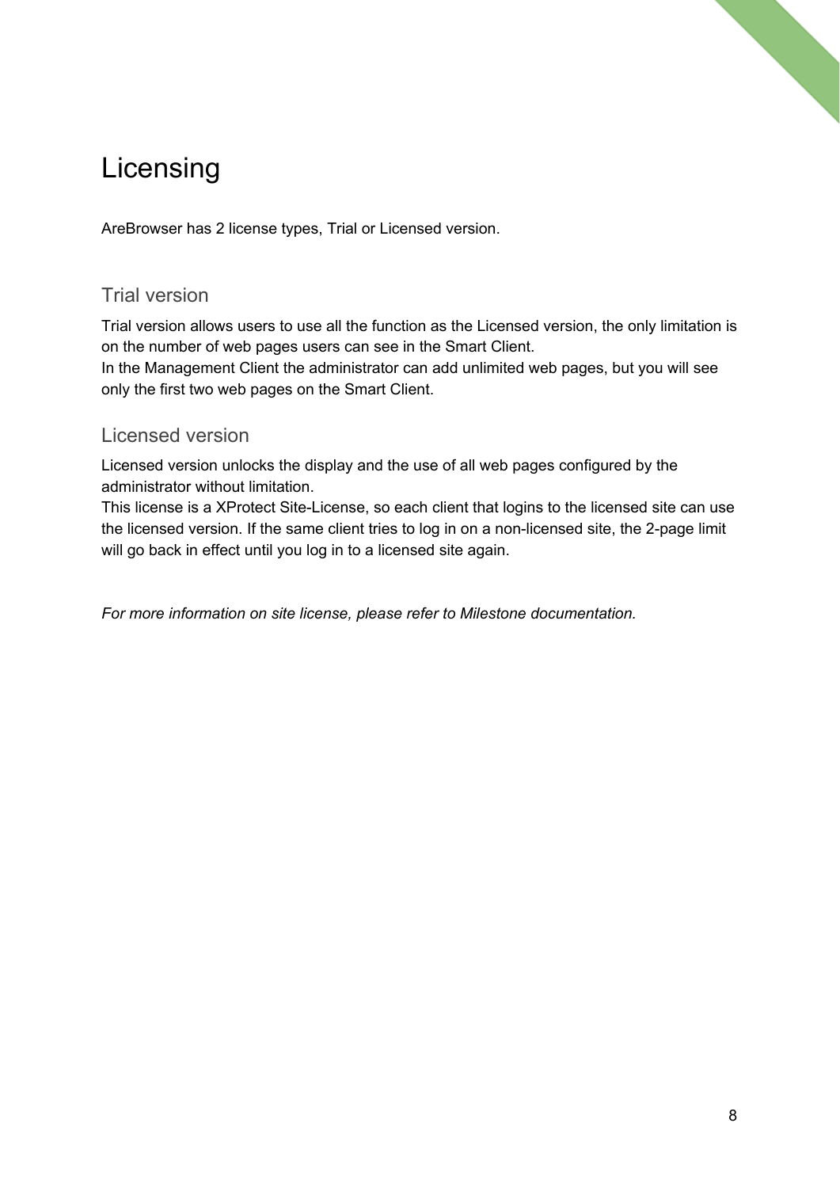# Licensing

AreBrowser has 2 license types, Trial or Licensed version.

## Trial version

Trial version allows users to use all the function as the Licensed version, the only limitation is on the number of web pages users can see in the Smart Client.
In the Management Client the administrator can add unlimited web pages, but you will see only the first two web pages on the Smart Client.

## Licensed version

Licensed version unlocks the display and the use of all web pages configured by the administrator without limitation.
This license is a XProtect Site-License, so each client that logins to the licensed site can use the licensed version. If the same client tries to log in on a non-licensed site, the 2-page limit will go back in effect until you log in to a licensed site again.

*For more information on site license, please refer to Milestone documentation.*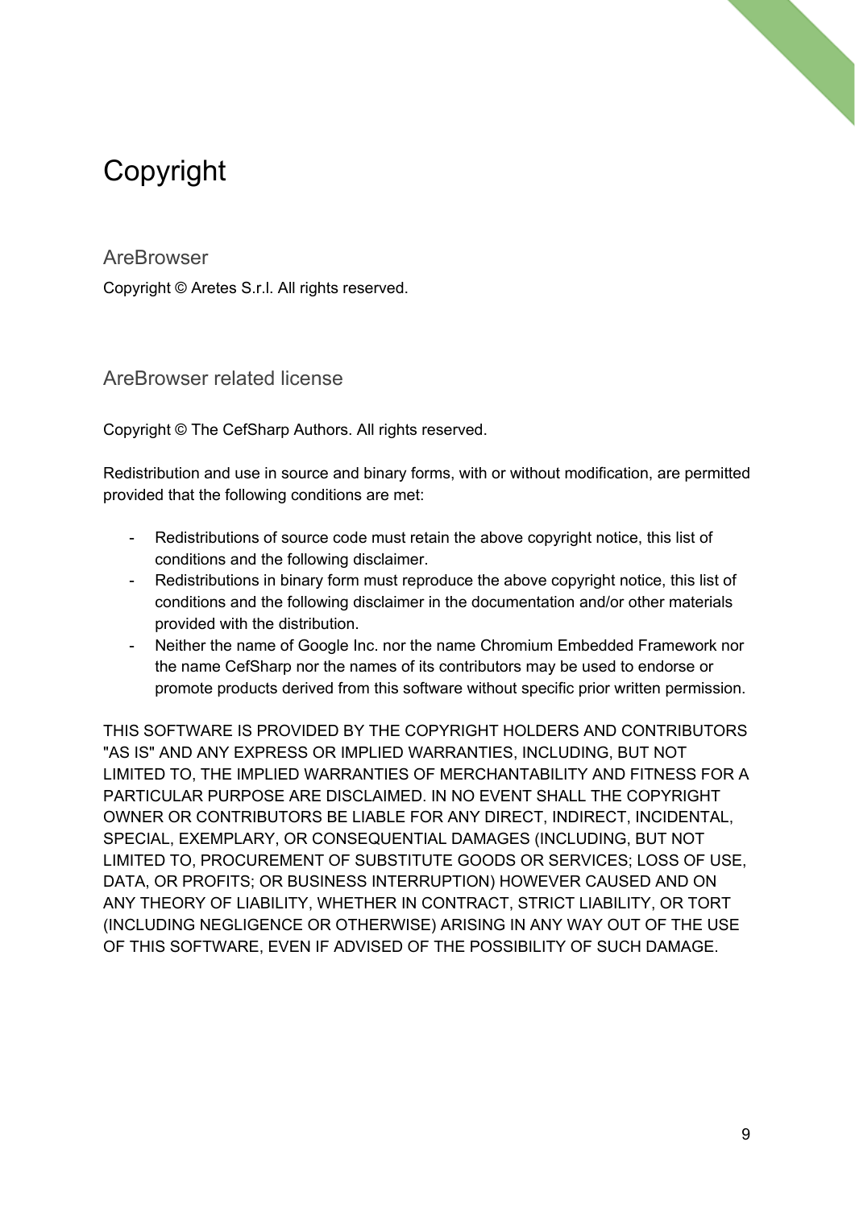# Copyright

## AreBrowser

Copyright © Aretes S.r.l. All rights reserved.

## AreBrowser related license

Copyright © The CefSharp Authors. All rights reserved.

Redistribution and use in source and binary forms, with or without modification, are permitted provided that the following conditions are met:

- Redistributions of source code must retain the above copyright notice, this list of conditions and the following disclaimer.
- Redistributions in binary form must reproduce the above copyright notice, this list of conditions and the following disclaimer in the documentation and/or other materials provided with the distribution.
- Neither the name of Google Inc. nor the name Chromium Embedded Framework nor the name CefSharp nor the names of its contributors may be used to endorse or promote products derived from this software without specific prior written permission.

THIS SOFTWARE IS PROVIDED BY THE COPYRIGHT HOLDERS AND CONTRIBUTORS "AS IS" AND ANY EXPRESS OR IMPLIED WARRANTIES, INCLUDING, BUT NOT LIMITED TO, THE IMPLIED WARRANTIES OF MERCHANTABILITY AND FITNESS FOR A PARTICULAR PURPOSE ARE DISCLAIMED. IN NO EVENT SHALL THE COPYRIGHT OWNER OR CONTRIBUTORS BE LIABLE FOR ANY DIRECT, INDIRECT, INCIDENTAL, SPECIAL, EXEMPLARY, OR CONSEQUENTIAL DAMAGES (INCLUDING, BUT NOT LIMITED TO, PROCUREMENT OF SUBSTITUTE GOODS OR SERVICES; LOSS OF USE, DATA, OR PROFITS; OR BUSINESS INTERRUPTION) HOWEVER CAUSED AND ON ANY THEORY OF LIABILITY, WHETHER IN CONTRACT, STRICT LIABILITY, OR TORT (INCLUDING NEGLIGENCE OR OTHERWISE) ARISING IN ANY WAY OUT OF THE USE OF THIS SOFTWARE, EVEN IF ADVISED OF THE POSSIBILITY OF SUCH DAMAGE.